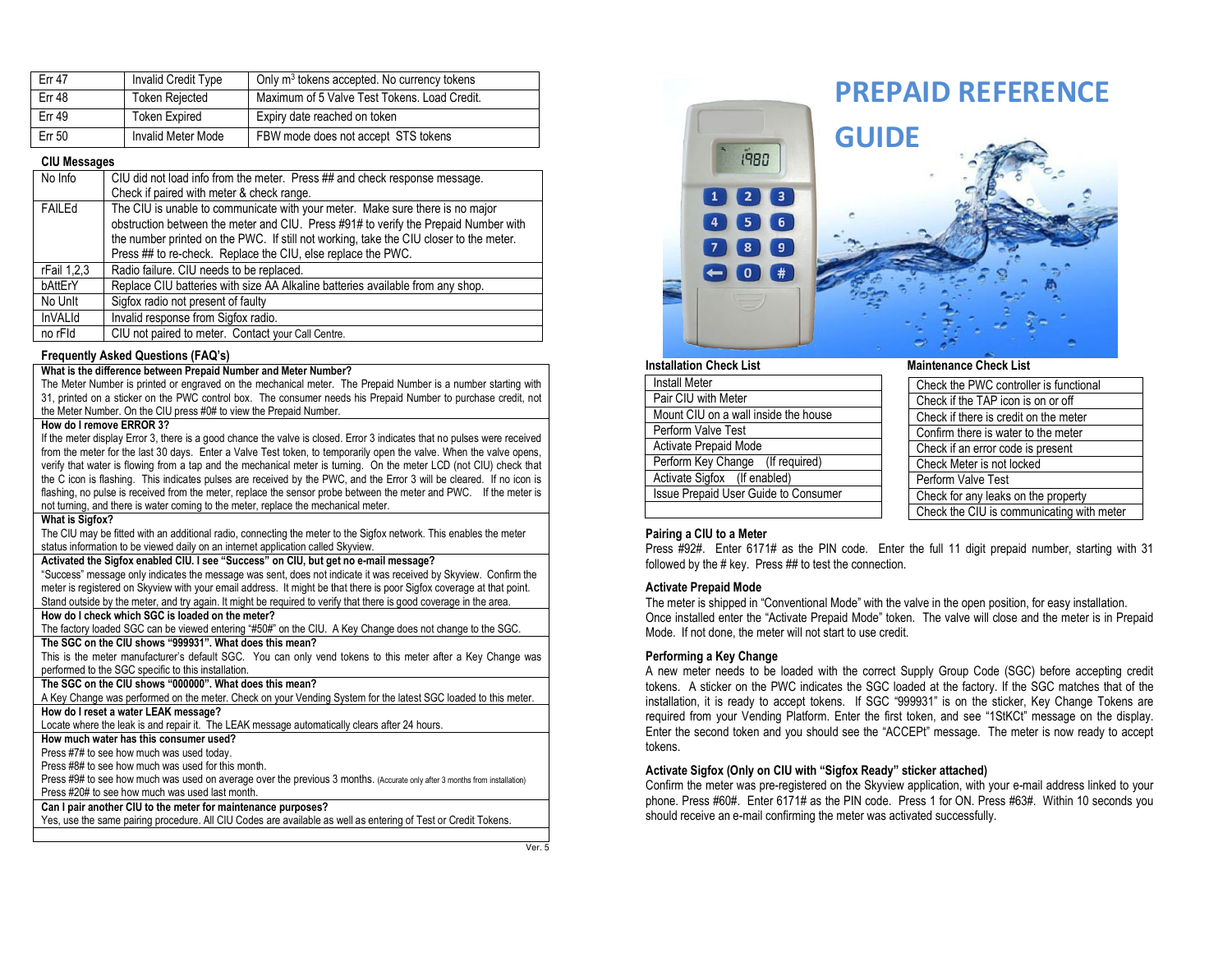| Err 47 | Invalid Credit Type | Only $m^3$ tokens accepted. No currency tokens |
|---|---|---|
| Err 48 | Token Rejected | Maximum of 5 Valve Test Tokens. Load Credit. |
| Err 49 | Token Expired | Expiry date reached on token |
| Err 50 | Invalid Meter Mode | FBW mode does not accept STS tokens |

**CIU Messages**

| | |
|---|---|
| No Info | CIU did not load info from the meter. Press ## and check response message. Check if paired with meter & check range. |
| FAILEd | The CIU is unable to communicate with your meter. Make sure there is no major obstruction between the meter and CIU. Press #91# to verify the Prepaid Number with the number printed on the PWC. If still not working, take the CIU closer to the meter. Press ## to re-check. Replace the CIU, else replace the PWC. |
| rFail 1,2,3 | Radio failure. CIU needs to be replaced. |
| bAttErY | Replace CIU batteries with size AA Alkaline batteries available from any shop. |
| No UnIt | Sigfox radio not present of faulty |
| InVALId | Invalid response from Sigfox radio. |
| no rFId | CIU not paired to meter. Contact your Call Centre. |

**Frequently Asked Questions (FAQ's)**

**What is the difference between Prepaid Number and Meter Number?**
The Meter Number is printed or engraved on the mechanical meter. The Prepaid Number is a number starting with 31, printed on a sticker on the PWC control box. The consumer needs his Prepaid Number to purchase credit, not the Meter Number. On the CIU press #0# to view the Prepaid Number.

**How do I remove ERROR 3?**
If the meter display Error 3, there is a good chance the valve is closed. Error 3 indicates that no pulses were received from the meter for the last 30 days. Enter a Valve Test token, to temporarily open the valve. When the valve opens, verify that water is flowing from a tap and the mechanical meter is turning. On the meter LCD (not CIU) check that the C icon is flashing. This indicates pulses are received by the PWC, and the Error 3 will be cleared. If no icon is flashing, no pulse is received from the meter, replace the sensor probe between the meter and PWC. If the meter is not turning, and there is water coming to the meter, replace the mechanical meter.

**What is Sigfox?**
The CIU may be fitted with an additional radio, connecting the meter to the Sigfox network. This enables the meter status information to be viewed daily on an internet application called Skyview.

**Activated the Sigfox enabled CIU. I see "Success" on CIU, but get no e-mail message?**
"Success" message only indicates the message was sent, does not indicate it was received by Skyview. Confirm the meter is registered on Skyview with your email address. It might be that there is poor Sigfox coverage at that point. Stand outside by the meter, and try again. It might be required to verify that there is good coverage in the area.

**How do I check which SGC is loaded on the meter?**
The factory loaded SGC can be viewed entering "#50#" on the CIU. A Key Change does not change to the SGC.

**The SGC on the CIU shows "999931". What does this mean?**
This is the meter manufacturer's default SGC. You can only vend tokens to this meter after a Key Change was performed to the SGC specific to this installation.

**The SGC on the CIU shows "000000". What does this mean?**
A Key Change was performed on the meter. Check on your Vending System for the latest SGC loaded to this meter.

**How do I reset a LEAK message?**
Locate where the leak is and repair it. The LEAK message automatically clears after 24 hours.

**How much water has this consumer used?**
Press #7# to see how much was used today.
Press #8# to see how much was used for this month.
Press #9# to see how much was used on average over the previous 3 months. (Accurate only after 3 months from installation)
Press #20# to see how much was used last month.

**Can I pair another CIU to the meter for maintenance purposes?**
Yes, use the same pairing procedure. All CIU Codes are available as well as entering of Test or Credit Tokens.

Ver. 5

# PREPAID REFERENCE GUIDE

**Installation Check List**

| |
|---|
| Install Meter |
| Pair CIU with Meter |
| Mount CIU on a wall inside the house |
| Perform Valve Test |
| Activate Prepaid Mode |
| Perform Key Change (If required) |
| Activate Sigfox (If enabled) |
| Issue Prepaid User Guide to Consumer |

**Maintenance Check List**

| |
|---|
| Check the PWC controller is functional |
| Check if the TAP icon is on or off |
| Check if there is credit on the meter |
| Confirm there is water to the meter |
| Check if an error code is present |
| Check Meter is not locked |
| Perform Valve Test |
| Check for any leaks on the property |
| Check the CIU is communicating with meter |

**Pairing a CIU to a Meter**

Press #92#. Enter 6171# as the PIN code. Enter the full 11 digit prepaid number, starting with 31 followed by the # key. Press ## to test the connection.

**Activate Prepaid Mode**

The meter is shipped in "Conventional Mode" with the valve in the open position, for easy installation. Once installed enter the "Activate Prepaid Mode" token. The valve will close and the meter is in Prepaid Mode. If not done, the meter will not start to use credit.

**Performing a Key Change**

A new meter needs to be loaded with the correct Supply Group Code (SGC) before accepting credit tokens. A sticker on the PWC indicates the SGC loaded at the factory. If the SGC matches that of the installation, it is ready to accept tokens. If SGC "999931" is on the sticker, Key Change Tokens are required from your Vending Platform. Enter the first token, and see "1StKCt" message on the display. Enter the second token and you should see the "ACCEPt" message. The meter is now ready to accept tokens.

**Activate Sigfox (Only on CIU with "Sigfox Ready" sticker attached)**

Confirm the meter was pre-registered on the Skyview application, with your e-mail address linked to your phone. Press #60#. Enter 6171# as the PIN code. Press 1 for ON. Press #63#. Within 10 seconds you should receive an e-mail confirming the meter was activated successfully.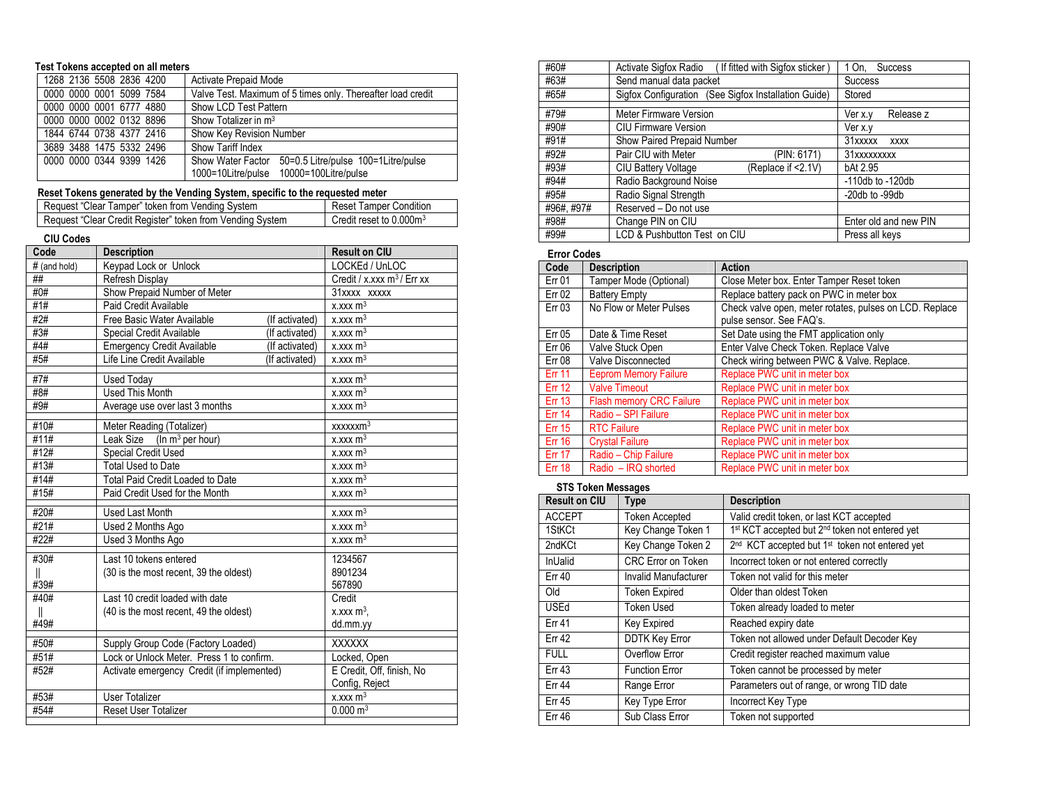**Test Tokens accepted on all meters**

| | |
|---|---|
| 1268 2136 5508 2836 4200 | Activate Prepaid Mode |
| 0000 0000 0001 5099 7584 | Valve Test. Maximum of 5 times only. Thereafter load credit |
| 0000 0000 0001 6777 4880 | Show LCD Test Pattern |
| 0000 0000 0002 0132 8896 | Show Totalizer in m$^3$ |
| 1844 6744 0738 4377 2416 | Show Key Revision Number |
| 3689 3488 1475 5332 2496 | Show Tariff Index |
| 0000 0000 0344 9399 1426 | Show Water Factor 50=0.5 Litre/pulse 100=1Litre/pulse 1000=10Litre/pulse 10000=100Litre/pulse |

**Reset Tokens generated by the Vending System, specific to the requested meter**

| | |
|---|---|
| Request "Clear Tamper" token from Vending System | Reset Tamper Condition |
| Request "Clear Credit Register" token from Vending System | Credit reset to 0.000m$^3$ |

**CIU Codes**

| Code | Description | Result on CIU |
|---|---|---|
| # (and hold) | Keypad Lock or Unlock | LOCKEd / UnLOC |
| ## | Refresh Display | Credit / x.xxx m$^3$ / Err xx |
| #0# | Show Prepaid Number of Meter | 31xxxx xxxxx |
| #1# | Paid Credit Available | x.xxx m$^3$ |
| #2# | Free Basic Water Available (If activated) | x.xxx m$^3$ |
| #3# | Special Credit Available (If activated) | x.xxx m$^3$ |
| #4# | Emergency Credit Available (If activated) | x.xxx m$^3$ |
| #5# | Life Line Credit Available (If activated) | x.xxx m$^3$ |
| | | |
| #7# | Used Today | x.xxx m$^3$ |
| #8# | Used This Month | x.xxx m$^3$ |
| #9# | Average use over last 3 months | x.xxx m$^3$ |
| | | |
| #10# | Meter Reading (Totalizer) | xxxxxxm$^3$ |
| #11# | Leak Size (In m$^3$ per hour) | x.xxx m$^3$ |
| #12# | Special Credit Used | x.xxx m$^3$ |
| #13# | Total Used to Date | x.xxx m$^3$ |
| #14# | Total Paid Credit Loaded to Date | x.xxx m$^3$ |
| #15# | Paid Credit Used for the Month | x.xxx m$^3$ |
| | | |
| #20# | Used Last Month | x.xxx m$^3$ |
| #21# | Used 2 Months Ago | x.xxx m$^3$ |
| #22# | Used 3 Months Ago | x.xxx m$^3$ |
| | | |
| #30# \|\| #39# | Last 10 tokens entered (30 is the most recent, 39 the oldest) | 1234567 8901234 567890 |
| #40# \|\| #49# | Last 10 credit loaded with date (40 is the most recent, 49 the oldest) | Credit x.xxx m$^3$, dd.mm.yy |
| | | |
| #50# | Supply Group Code (Factory Loaded) | XXXXXX |
| #51# | Lock or Unlock Meter. Press 1 to confirm. | Locked, Open |
| #52# | Activate emergency Credit (if implemented) | E Credit, Off, finish, No Config, Reject |
| #53# | User Totalizer | x.xxx m$^3$ |
| #54# | Reset User Totalizer | 0.000 m$^3$ |
| | | |
| #60# | Activate Sigfox Radio (If fitted with Sigfox sticker) | 1 On, Success |
| #63# | Send manual data packet | Success |
| #65# | Sigfox Configuration (See Sigfox Installation Guide) | Stored |
| | | |
| #79# | Meter Firmware Version | Ver x.y Release z |
| #90# | CIU Firmware Version | Ver x.y |
| #91# | Show Paired Prepaid Number | 31xxxxx xxxx |
| #92# | Pair CIU with Meter (PIN: 6171) | 31xxxxxxxxx |
| #93# | CIU Battery Voltage (Replace if <2.1V) | bAt 2.95 |
| #94# | Radio Background Noise | -110db to -120db |
| #95# | Radio Signal Strength | -20db to -99db |
| #96#, #97# | Reserved – Do not use | |
| #98# | Change PIN on CIU | Enter old and new PIN |
| #99# | LCD & Pushbutton Test on CIU | Press all keys |

**Error Codes**

| Code | Description | Action |
|---|---|---|
| Err 01 | Tamper Mode (Optional) | Close Meter box. Enter Tamper Reset token |
| Err 02 | Battery Empty | Replace battery pack on PWC in meter box |
| Err 03 | No Flow or Meter Pulses | Check valve open, meter rotates, pulses on LCD. Replace pulse sensor. See FAQ's. |
| Err 05 | Date & Time Reset | Set Date using the FMT application only |
| Err 06 | Valve Stuck Open | Enter Valve Check Token. Replace Valve |
| Err 08 | Valve Disconnected | Check wiring between PWC & Valve. Replace. |
| Err 11 | Eeprom Memory Failure | Replace PWC unit in meter box |
| Err 12 | Valve Timeout | Replace PWC unit in meter box |
| Err 13 | Flash memory CRC Failure | Replace PWC unit in meter box |
| Err 14 | Radio – SPI Failure | Replace PWC unit in meter box |
| Err 15 | RTC Failure | Replace PWC unit in meter box |
| Err 16 | Crystal Failure | Replace PWC unit in meter box |
| Err 17 | Radio – Chip Failure | Replace PWC unit in meter box |
| Err 18 | Radio – IRQ shorted | Replace PWC unit in meter box |

**STS Token Messages**

| Result on CIU | Type | Description |
|---|---|---|
| ACCEPT | Token Accepted | Valid credit token, or last KCT accepted |
| 1StKCt | Key Change Token 1 | 1st KCT accepted but 2nd token not entered yet |
| 2ndKCt | Key Change Token 2 | 2nd KCT accepted but 1st token not entered yet |
| InUalid | CRC Error on Token | Incorrect token or not entered correctly |
| Err 40 | Invalid Manufacturer | Token not valid for this meter |
| Old | Token Expired | Older than oldest Token |
| USEd | Token Used | Token already loaded to meter |
| Err 41 | Key Expired | Reached expiry date |
| Err 42 | DDTK Key Error | Token not allowed under Default Decoder Key |
| FULL | Overflow Error | Credit register reached maximum value |
| Err 43 | Function Error | Token cannot be processed by meter |
| Err 44 | Range Error | Parameters out of range, or wrong TID date |
| Err 45 | Key Type Error | Incorrect Key Type |
| Err 46 | Sub Class Error | Token not supported |